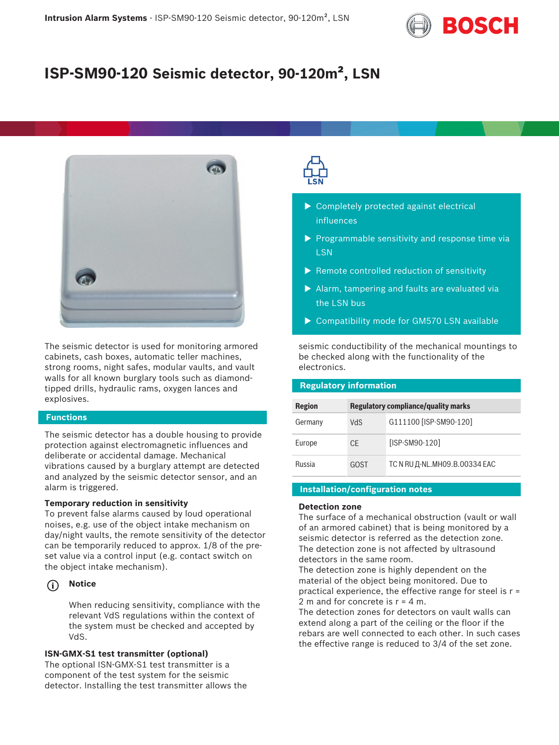# ISP-SM90-120 Seismic detector, 90-120m², LSN

- Completely protected against electrical influences
- Programmable sensitivity and response time via LSN
- Remote controlled reduction of sensitivity
- Alarm, tampering and faults are evaluated via the LSN bus
- Compatibility mode for GM570 LSN available

The seismic detector is used for monitoring armored cabinets, cash boxes, automatic teller machines, strong rooms, night safes, modular vaults, and vault walls for all known burglary tools such as diamond-tipped drills, hydraulic rams, oxygen lances and explosives.

## Functions

The seismic detector has a double housing to provide protection against electromagnetic influences and deliberate or accidental damage. Mechanical vibrations caused by a burglary attempt are detected and analyzed by the seismic detector sensor, and an alarm is triggered.

**Temporary reduction in sensitivity**

To prevent false alarms caused by loud operational noises, e.g. use of the object intake mechanism on day/night vaults, the remote sensitivity of the detector can be temporarily reduced to approx. 1/8 of the pre-set value via a control input (e.g. contact switch on the object intake mechanism).

**Notice**

When reducing sensitivity, compliance with the relevant VdS regulations within the context of the system must be checked and accepted by VdS.

**ISN-GMX-S1 test transmitter (optional)**

The optional ISN-GMX-S1 test transmitter is a component of the test system for the seismic detector. Installing the test transmitter allows the seismic conductibility of the mechanical mountings to be checked along with the functionality of the electronics.

## Regulatory information

| Region | Regulatory compliance/quality marks | |
|---|---|---|
| Germany | VdS | G111100 [ISP-SM90-120] |
| Europe | CE | [ISP-SM90-120] |
| Russia | GOST | TC N RU Д-NL.MH09.B.00334 EAC |

## Installation/configuration notes

**Detection zone**

The surface of a mechanical obstruction (vault or wall of an armored cabinet) that is being monitored by a seismic detector is referred as the detection zone. The detection zone is not affected by ultrasound detectors in the same room.

The detection zone is highly dependent on the material of the object being monitored. Due to practical experience, the effective range for steel is r = 2 m and for concrete is r = 4 m.

The detection zones for detectors on vault walls can extend along a part of the ceiling or the floor if the rebars are well connected to each other. In such cases the effective range is reduced to 3/4 of the set zone.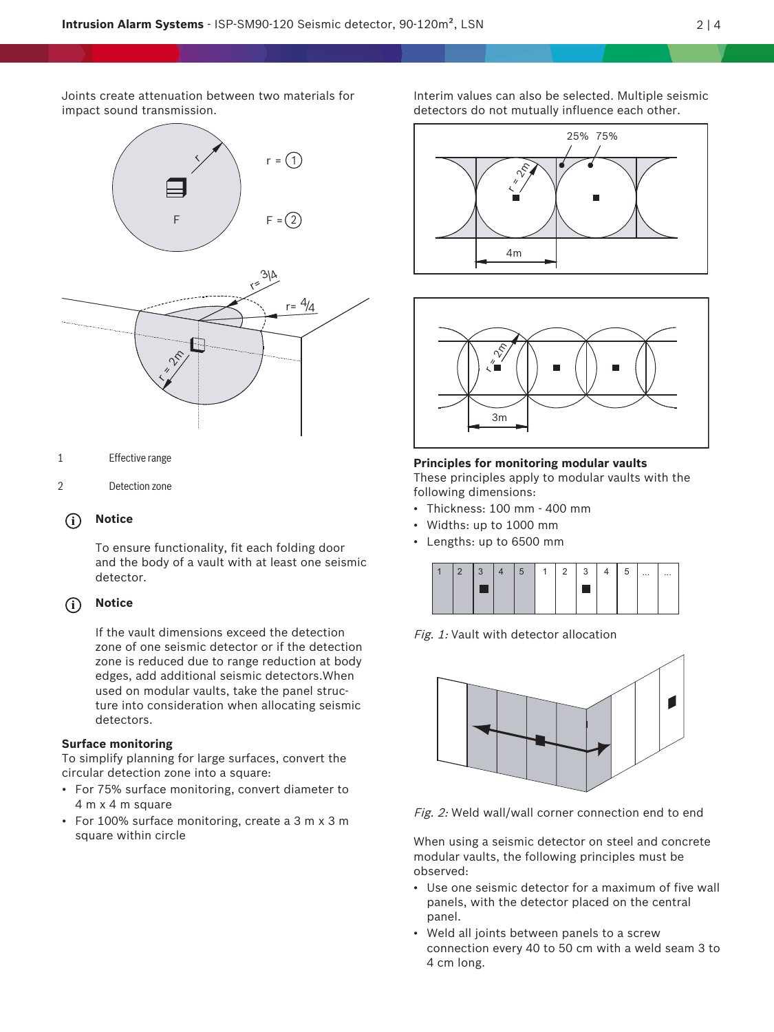Joints create attenuation between two materials for impact sound transmission.

| | |
|---|---|
| 1 | Effective range |
| 2 | Detection zone |

**Notice**

To ensure functionality, fit each folding door and the body of a vault with at least one seismic detector.

**Notice**

If the vault dimensions exceed the detection zone of one seismic detector or if the detection zone is reduced due to range reduction at body edges, add additional seismic detectors.When used on modular vaults, take the panel structure into consideration when allocating seismic detectors.

### Surface monitoring

To simplify planning for large surfaces, convert the circular detection zone into a square:

- For 75% surface monitoring, convert diameter to 4 m x 4 m square
- For 100% surface monitoring, create a 3 m x 3 m square within circle

Interim values can also be selected. Multiple seismic detectors do not mutually influence each other.

### Principles for monitoring modular vaults

These principles apply to modular vaults with the following dimensions:

- Thickness: 100 mm - 400 mm
- Widths: up to 1000 mm
- Lengths: up to 6500 mm

*Fig. 1:* Vault with detector allocation

*Fig. 2:* Weld wall/wall corner connection end to end

When using a seismic detector on steel and concrete modular vaults, the following principles must be observed:

- Use one seismic detector for a maximum of five wall panels, with the detector placed on the central panel.
- Weld all joints between panels to a screw connection every 40 to 50 cm with a weld seam 3 to 4 cm long.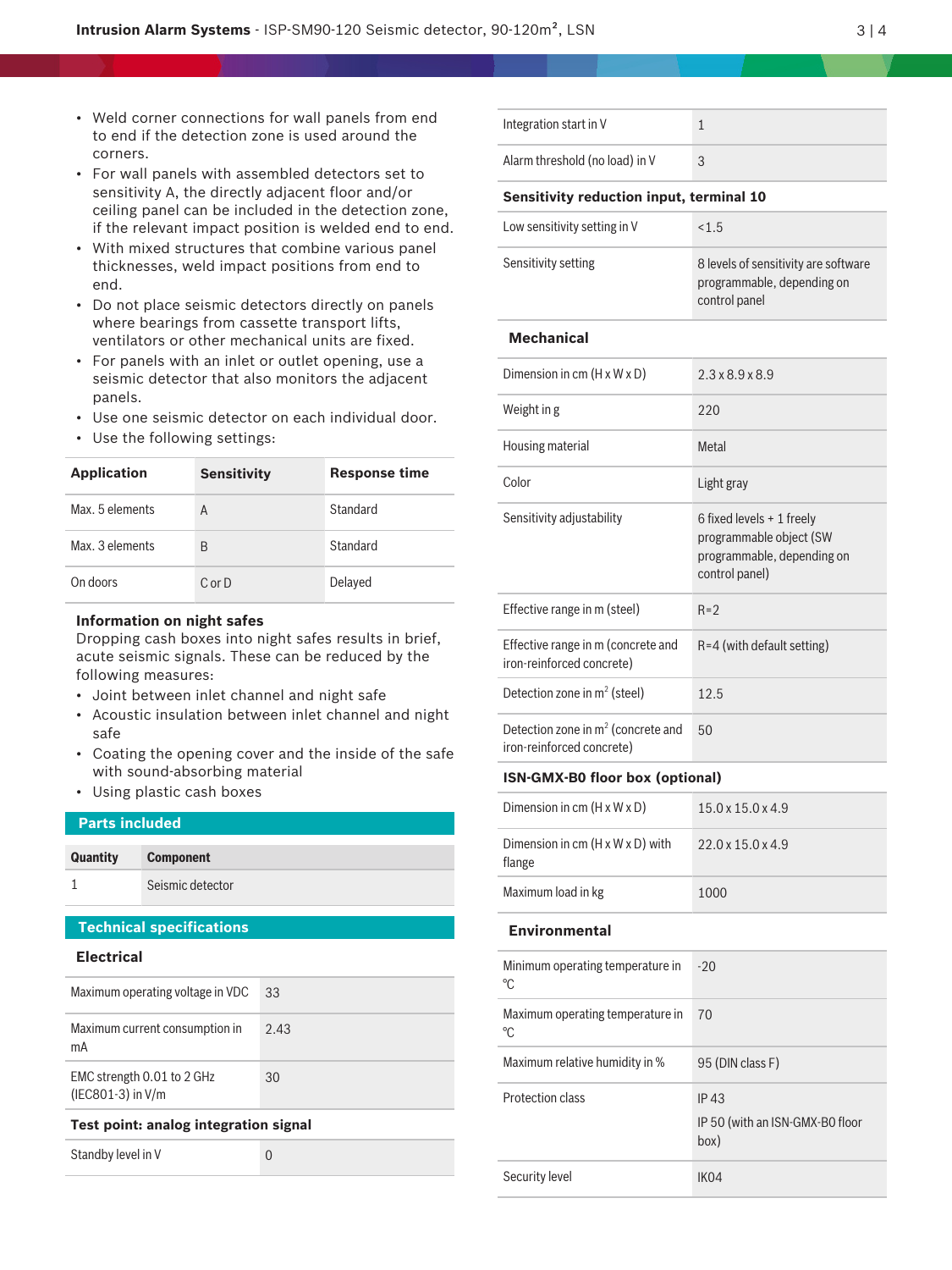- Weld corner connections for wall panels from end to end if the detection zone is used around the corners.
- For wall panels with assembled detectors set to sensitivity A, the directly adjacent floor and/or ceiling panel can be included in the detection zone, if the relevant impact position is welded end to end.
- With mixed structures that combine various panel thicknesses, weld impact positions from end to end.
- Do not place seismic detectors directly on panels where bearings from cassette transport lifts, ventilators or other mechanical units are fixed.
- For panels with an inlet or outlet opening, use a seismic detector that also monitors the adjacent panels.
- Use one seismic detector on each individual door.
- Use the following settings:

| Application | Sensitivity | Response time |
| --- | --- | --- |
| Max. 5 elements | A | Standard |
| Max. 3 elements | B | Standard |
| On doors | C or D | Delayed |

### Information on night safes

Dropping cash boxes into night safes results in brief, acute seismic signals. These can be reduced by the following measures:

- Joint between inlet channel and night safe
- Acoustic insulation between inlet channel and night safe
- Coating the opening cover and the inside of the safe with sound-absorbing material
- Using plastic cash boxes

## Parts included

| Quantity | Component |
| --- | --- |
| 1 | Seismic detector |

## Technical specifications

### Electrical

| | |
| --- | --- |
| Maximum operating voltage in VDC | 33 |
| Maximum current consumption in mA | 2.43 |
| EMC strength 0.01 to 2 GHz (IEC801-3) in V/m | 30 |

### Test point: analog integration signal

| | |
| --- | --- |
| Standby level in V | 0 |
| Integration start in V | 1 |
| Alarm threshold (no load) in V | 3 |

### Sensitivity reduction input, terminal 10

| | |
| --- | --- |
| Low sensitivity setting in V | <1.5 |
| Sensitivity setting | 8 levels of sensitivity are software programmable, depending on control panel |

### Mechanical

| | |
| --- | --- |
| Dimension in cm (H x W x D) | 2.3 x 8.9 x 8.9 |
| Weight in g | 220 |
| Housing material | Metal |
| Color | Light gray |
| Sensitivity adjustability | 6 fixed levels + 1 freely programmable object (SW programmable, depending on control panel) |
| Effective range in m (steel) | R=2 |
| Effective range in m (concrete and iron-reinforced concrete) | R=4 (with default setting) |
| Detection zone in $m^2$ (steel) | 12.5 |
| Detection zone in $m^2$ (concrete and iron-reinforced concrete) | 50 |

### ISN-GMX-B0 floor box (optional)

| | |
| --- | --- |
| Dimension in cm (H x W x D) | 15.0 x 15.0 x 4.9 |
| Dimension in cm (H x W x D) with flange | 22.0 x 15.0 x 4.9 |
| Maximum load in kg | 1000 |

### Environmental

| | |
| --- | --- |
| Minimum operating temperature in °C | -20 |
| Maximum operating temperature in °C | 70 |
| Maximum relative humidity in % | 95 (DIN class F) |
| Protection class | IP 43<br>IP 50 (with an ISN-GMX-B0 floor box) |
| Security level | IK04 |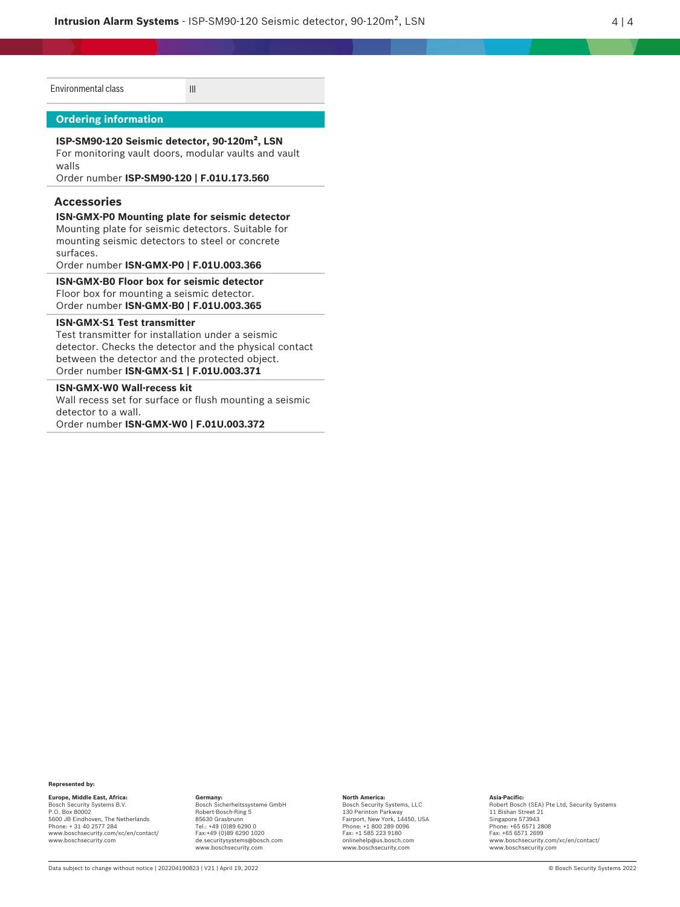| | |
|---|---|
| Environmental class | III |

## Ordering information

**ISP-SM90-120 Seismic detector, 90-120m², LSN**
For monitoring vault doors, modular vaults and vault walls
Order number **ISP-SM90-120 | F.01U.173.560**

## Accessories

**ISN-GMX-P0 Mounting plate for seismic detector**
Mounting plate for seismic detectors. Suitable for mounting seismic detectors to steel or concrete surfaces.
Order number **ISN-GMX-P0 | F.01U.003.366**

**ISN-GMX-B0 Floor box for seismic detector**
Floor box for mounting a seismic detector.
Order number **ISN-GMX-B0 | F.01U.003.365**

**ISN-GMX-S1 Test transmitter**
Test transmitter for installation under a seismic detector. Checks the detector and the physical contact between the detector and the protected object.
Order number **ISN-GMX-S1 | F.01U.003.371**

**ISN-GMX-W0 Wall-recess kit**
Wall recess set for surface or flush mounting a seismic detector to a wall.
Order number **ISN-GMX-W0 | F.01U.003.372**

**Represented by:**

**Europe, Middle East, Africa:**
Bosch Security Systems B.V.
P.O. Box 80002
5600 JB Eindhoven, The Netherlands
Phone: + 31 40 2577 284
www.boschsecurity.com/xc/en/contact/
www.boschsecurity.com

**Germany:**
Bosch Sicherheitssysteme GmbH
Robert-Bosch-Ring 5
85630 Grasbrunn
Tel.: +49 (0)89 6290 0
Fax:+49 (0)89 6290 1020
de.securitysystems@bosch.com
www.boschsecurity.com

**North America:**
Bosch Security Systems, LLC
130 Perinton Parkway
Fairport, New York, 14450, USA
Phone: +1 800 289 0096
Fax: +1 585 223 9180
onlinehelp@us.bosch.com
www.boschsecurity.com

**Asia-Pacific:**
Robert Bosch (SEA) Pte Ltd, Security Systems
11 Bishan Street 21
Singapore 573943
Phone: +65 6571 2808
Fax: +65 6571 2699
www.boschsecurity.com/xc/en/contact/
www.boschsecurity.com

Data subject to change without notice | 202204190823 | V21 | April 19, 2022

© Bosch Security Systems 2022